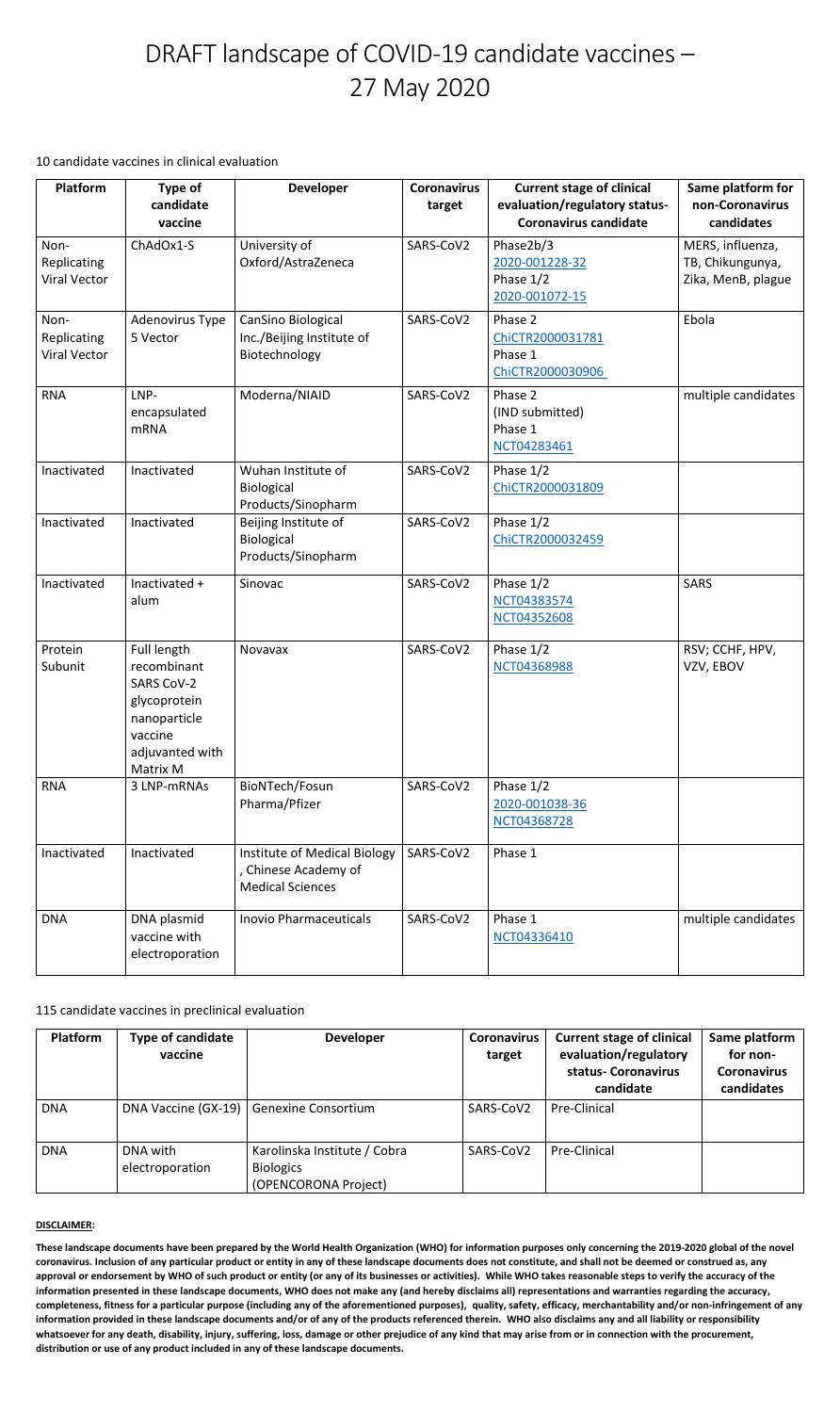# DRAFT landscape of COVID-19 candidate vaccines – 27 May 2020

10 candidate vaccines in clinical evaluation

| Platform | Type of candidate vaccine | Developer | Coronavirus target | Current stage of clinical evaluation/regulatory status- Coronavirus candidate | Same platform for non-Coronavirus candidates |
|---|---|---|---|---|---|
| Non-Replicating Viral Vector | ChAdOx1-S | University of Oxford/AstraZeneca | SARS-CoV2 | Phase2b/3 2020-001228-32 Phase 1/2 2020-001072-15 | MERS, influenza, TB, Chikungunya, Zika, MenB, plague |
| Non-Replicating Viral Vector | Adenovirus Type 5 Vector | CanSino Biological Inc./Beijing Institute of Biotechnology | SARS-CoV2 | Phase 2 ChiCTR2000031781 Phase 1 ChiCTR2000030906 | Ebola |
| RNA | LNP-encapsulated mRNA | Moderna/NIAID | SARS-CoV2 | Phase 2 (IND submitted) Phase 1 NCT04283461 | multiple candidates |
| Inactivated | Inactivated | Wuhan Institute of Biological Products/Sinopharm | SARS-CoV2 | Phase 1/2 ChiCTR2000031809 | |
| Inactivated | Inactivated | Beijing Institute of Biological Products/Sinopharm | SARS-CoV2 | Phase 1/2 ChiCTR2000032459 | |
| Inactivated | Inactivated + alum | Sinovac | SARS-CoV2 | Phase 1/2 NCT04383574 NCT04352608 | SARS |
| Protein Subunit | Full length recombinant SARS CoV-2 glycoprotein nanoparticle vaccine adjuvanted with Matrix M | Novavax | SARS-CoV2 | Phase 1/2 NCT04368988 | RSV; CCHF, HPV, VZV, EBOV |
| RNA | 3 LNP-mRNAs | BioNTech/Fosun Pharma/Pfizer | SARS-CoV2 | Phase 1/2 2020-001038-36 NCT04368728 | |
| Inactivated | Inactivated | Institute of Medical Biology , Chinese Academy of Medical Sciences | SARS-CoV2 | Phase 1 | |
| DNA | DNA plasmid vaccine with electroporation | Inovio Pharmaceuticals | SARS-CoV2 | Phase 1 NCT04336410 | multiple candidates |

115 candidate vaccines in preclinical evaluation

| Platform | Type of candidate vaccine | Developer | Coronavirus target | Current stage of clinical evaluation/regulatory status- Coronavirus candidate | Same platform for non-Coronavirus candidates |
|---|---|---|---|---|---|
| DNA | DNA Vaccine (GX-19) | Genexine Consortium | SARS-CoV2 | Pre-Clinical | |
| DNA | DNA with electroporation | Karolinska Institute / Cobra Biologics (OPENCORONA Project) | SARS-CoV2 | Pre-Clinical | |

**DISCLAIMER:**

**These landscape documents have been prepared by the World Health Organization (WHO) for information purposes only concerning the 2019-2020 global of the novel coronavirus. Inclusion of any particular product or entity in any of these landscape documents does not constitute, and shall not be deemed or construed as, any approval or endorsement by WHO of such product or entity (or any of its businesses or activities). While WHO takes reasonable steps to verify the accuracy of the information presented in these landscape documents, WHO does not make any (and hereby disclaims all) representations and warranties regarding the accuracy, completeness, fitness for a particular purpose (including any of the aforementioned purposes), quality, safety, efficacy, merchantability and/or non-infringement of any information provided in these landscape documents and/or of any of the products referenced therein. WHO also disclaims any and all liability or responsibility whatsoever for any death, disability, injury, suffering, loss, damage or other prejudice of any kind that may arise from or in connection with the procurement, distribution or use of any product included in any of these landscape documents.**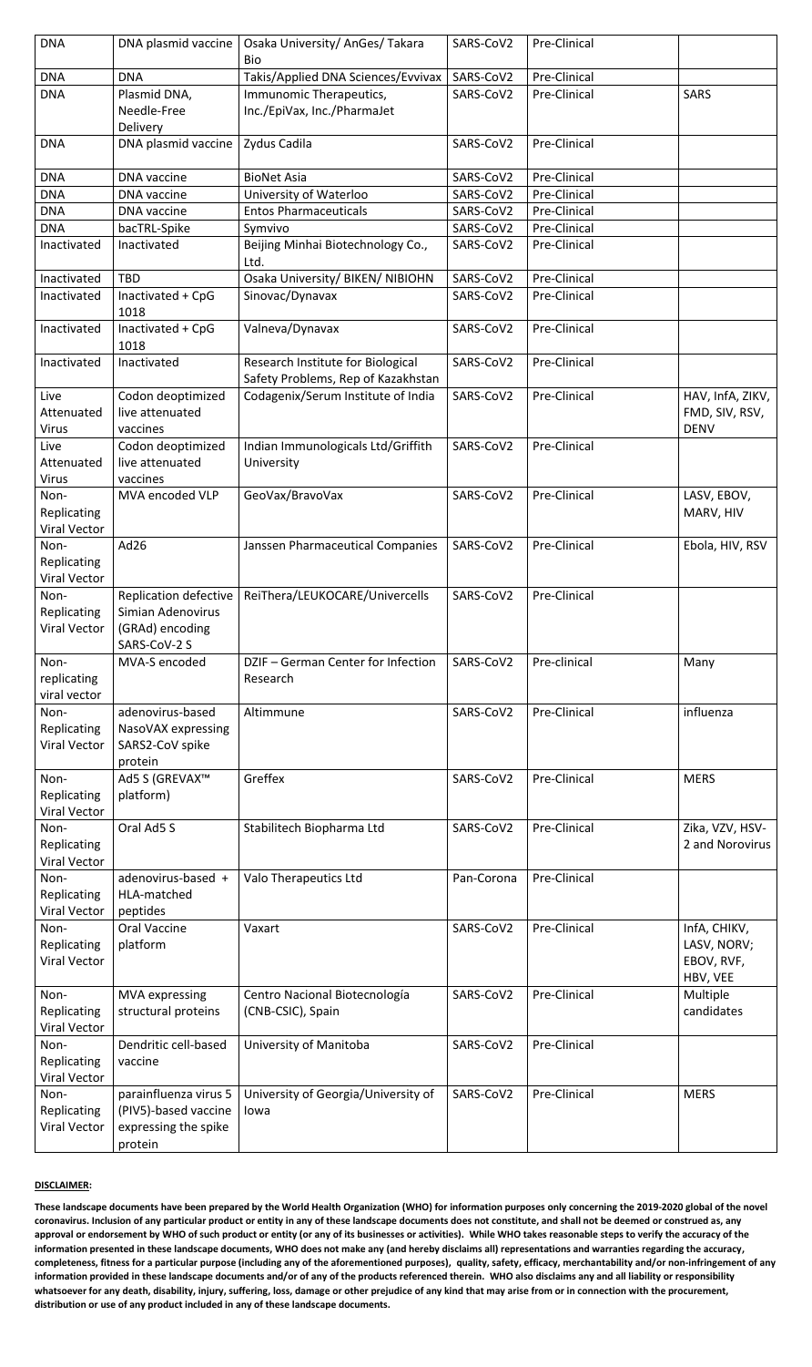| DNA | DNA plasmid vaccine | Osaka University/ AnGes/ Takara Bio | SARS-CoV2 | Pre-Clinical | |
|---|---|---|---|---|---|
| DNA | DNA | Takis/Applied DNA Sciences/Evvivax | SARS-CoV2 | Pre-Clinical | |
| DNA | Plasmid DNA, Needle-Free Delivery | Immunomic Therapeutics, Inc./EpiVax, Inc./PharmaJet | SARS-CoV2 | Pre-Clinical | SARS |
| DNA | DNA plasmid vaccine | Zydus Cadila | SARS-CoV2 | Pre-Clinical | |
| DNA | DNA vaccine | BioNet Asia | SARS-CoV2 | Pre-Clinical | |
| DNA | DNA vaccine | University of Waterloo | SARS-CoV2 | Pre-Clinical | |
| DNA | DNA vaccine | Entos Pharmaceuticals | SARS-CoV2 | Pre-Clinical | |
| DNA | bacTRL-Spike | Symvivo | SARS-CoV2 | Pre-Clinical | |
| Inactivated | Inactivated | Beijing Minhai Biotechnology Co., Ltd. | SARS-CoV2 | Pre-Clinical | |
| Inactivated | TBD | Osaka University/ BIKEN/ NIBIOHN | SARS-CoV2 | Pre-Clinical | |
| Inactivated | Inactivated + CpG 1018 | Sinovac/Dynavax | SARS-CoV2 | Pre-Clinical | |
| Inactivated | Inactivated + CpG 1018 | Valneva/Dynavax | SARS-CoV2 | Pre-Clinical | |
| Inactivated | Inactivated | Research Institute for Biological Safety Problems, Rep of Kazakhstan | SARS-CoV2 | Pre-Clinical | |
| Live Attenuated Virus | Codon deoptimized live attenuated vaccines | Codagenix/Serum Institute of India | SARS-CoV2 | Pre-Clinical | HAV, InfA, ZIKV, FMD, SIV, RSV, DENV |
| Live Attenuated Virus | Codon deoptimized live attenuated vaccines | Indian Immunologicals Ltd/Griffith University | SARS-CoV2 | Pre-Clinical | |
| Non-Replicating Viral Vector | MVA encoded VLP | GeoVax/BravoVax | SARS-CoV2 | Pre-Clinical | LASV, EBOV, MARV, HIV |
| Non-Replicating Viral Vector | Ad26 | Janssen Pharmaceutical Companies | SARS-CoV2 | Pre-Clinical | Ebola, HIV, RSV |
| Non-Replicating Viral Vector | Replication defective Simian Adenovirus (GRAd) encoding SARS-CoV-2 S | ReiThera/LEUKOCARE/Univercells | SARS-CoV2 | Pre-Clinical | |
| Non-replicating viral vector | MVA-S encoded | DZIF – German Center for Infection Research | SARS-CoV2 | Pre-clinical | Many |
| Non-Replicating Viral Vector | adenovirus-based NasoVAX expressing SARS2-CoV spike protein | Altimmune | SARS-CoV2 | Pre-Clinical | influenza |
| Non-Replicating Viral Vector | Ad5 S (GREVAX™ platform) | Greffex | SARS-CoV2 | Pre-Clinical | MERS |
| Non-Replicating Viral Vector | Oral Ad5 S | Stabilitech Biopharma Ltd | SARS-CoV2 | Pre-Clinical | Zika, VZV, HSV-2 and Norovirus |
| Non-Replicating Viral Vector | adenovirus-based + HLA-matched peptides | Valo Therapeutics Ltd | Pan-Corona | Pre-Clinical | |
| Non-Replicating Viral Vector | Oral Vaccine platform | Vaxart | SARS-CoV2 | Pre-Clinical | InfA, CHIKV, LASV, NORV; EBOV, RVF, HBV, VEE |
| Non-Replicating Viral Vector | MVA expressing structural proteins | Centro Nacional Biotecnología (CNB-CSIC), Spain | SARS-CoV2 | Pre-Clinical | Multiple candidates |
| Non-Replicating Viral Vector | Dendritic cell-based vaccine | University of Manitoba | SARS-CoV2 | Pre-Clinical | |
| Non-Replicating Viral Vector | parainfluenza virus 5 (PIV5)-based vaccine expressing the spike protein | University of Georgia/University of Iowa | SARS-CoV2 | Pre-Clinical | MERS |

**DISCLAIMER:**

**These landscape documents have been prepared by the World Health Organization (WHO) for information purposes only concerning the 2019-2020 global of the novel coronavirus. Inclusion of any particular product or entity in any of these landscape documents does not constitute, and shall not be deemed or construed as, any approval or endorsement by WHO of such product or entity (or any of its businesses or activities). While WHO takes reasonable steps to verify the accuracy of the information presented in these landscape documents, WHO does not make any (and hereby disclaims all) representations and warranties regarding the accuracy, completeness, fitness for a particular purpose (including any of the aforementioned purposes), quality, safety, efficacy, merchantability and/or non-infringement of any information provided in these landscape documents and/or of any of the products referenced therein. WHO also disclaims any and all liability or responsibility whatsoever for any death, disability, injury, suffering, loss, damage or other prejudice of any kind that may arise from or in connection with the procurement, distribution or use of any product included in any of these landscape documents.**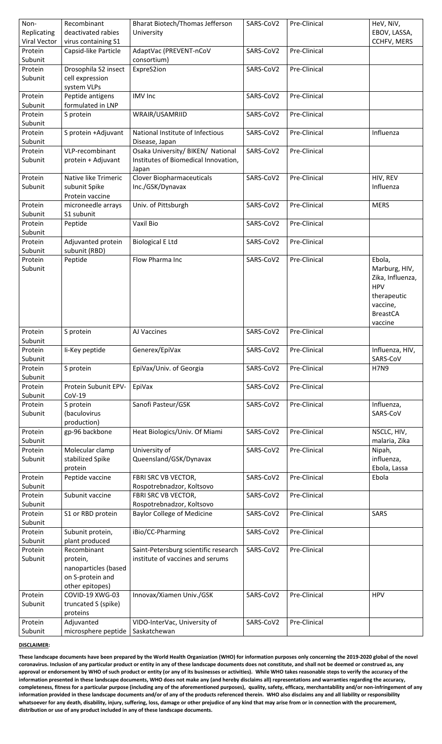| Non-Replicating Viral Vector | Recombinant deactivated rabies virus containing S1 | Bharat Biotech/Thomas Jefferson University | SARS-CoV2 | Pre-Clinical | HeV, NiV, EBOV, LASSA, CCHFV, MERS |
|---|---|---|---|---|---|
| Protein Subunit | Capsid-like Particle | AdaptVac (PREVENT-nCoV consortium) | SARS-CoV2 | Pre-Clinical | |
| Protein Subunit | Drosophila S2 insect cell expression system VLPs | ExpreS2ion | SARS-CoV2 | Pre-Clinical | |
| Protein Subunit | Peptide antigens formulated in LNP | IMV Inc | SARS-CoV2 | Pre-Clinical | |
| Protein Subunit | S protein | WRAIR/USAMRIID | SARS-CoV2 | Pre-Clinical | |
| Protein Subunit | S protein +Adjuvant | National Institute of Infectious Disease, Japan | SARS-CoV2 | Pre-Clinical | Influenza |
| Protein Subunit | VLP-recombinant protein + Adjuvant | Osaka University/ BIKEN/ National Institutes of Biomedical Innovation, Japan | SARS-CoV2 | Pre-Clinical | |
| Protein Subunit | Native like Trimeric subunit Spike Protein vaccine | Clover Biopharmaceuticals Inc./GSK/Dynavax | SARS-CoV2 | Pre-Clinical | HIV, REV Influenza |
| Protein Subunit | microneedle arrays S1 subunit | Univ. of Pittsburgh | SARS-CoV2 | Pre-Clinical | MERS |
| Protein Subunit | Peptide | Vaxil Bio | SARS-CoV2 | Pre-Clinical | |
| Protein Subunit | Adjuvanted protein subunit (RBD) | Biological E Ltd | SARS-CoV2 | Pre-Clinical | |
| Protein Subunit | Peptide | Flow Pharma Inc | SARS-CoV2 | Pre-Clinical | Ebola, Marburg, HIV, Zika, Influenza, HPV therapeutic vaccine, BreastCA vaccine |
| Protein Subunit | S protein | AJ Vaccines | SARS-CoV2 | Pre-Clinical | |
| Protein Subunit | Ii-Key peptide | Generex/EpiVax | SARS-CoV2 | Pre-Clinical | Influenza, HIV, SARS-CoV |
| Protein Subunit | S protein | EpiVax/Univ. of Georgia | SARS-CoV2 | Pre-Clinical | H7N9 |
| Protein Subunit | Protein Subunit EPV-CoV-19 | EpiVax | SARS-CoV2 | Pre-Clinical | |
| Protein Subunit | S protein (baculovirus production) | Sanofi Pasteur/GSK | SARS-CoV2 | Pre-Clinical | Influenza, SARS-CoV |
| Protein Subunit | gp-96 backbone | Heat Biologics/Univ. Of Miami | SARS-CoV2 | Pre-Clinical | NSCLC, HIV, malaria, Zika |
| Protein Subunit | Molecular clamp stabilized Spike protein | University of Queensland/GSK/Dynavax | SARS-CoV2 | Pre-Clinical | Nipah, influenza, Ebola, Lassa |
| Protein Subunit | Peptide vaccine | FBRI SRC VB VECTOR, Rospotrebnadzor, Koltsovo | SARS-CoV2 | Pre-Clinical | Ebola |
| Protein Subunit | Subunit vaccine | FBRI SRC VB VECTOR, Rospotrebnadzor, Koltsovo | SARS-CoV2 | Pre-Clinical | |
| Protein Subunit | S1 or RBD protein | Baylor College of Medicine | SARS-CoV2 | Pre-Clinical | SARS |
| Protein Subunit | Subunit protein, plant produced | iBio/CC-Pharming | SARS-CoV2 | Pre-Clinical | |
| Protein Subunit | Recombinant protein, nanoparticles (based on S-protein and other epitopes) | Saint-Petersburg scientific research institute of vaccines and serums | SARS-CoV2 | Pre-Clinical | |
| Protein Subunit | COVID-19 XWG-03 truncated S (spike) proteins | Innovax/Xiamen Univ./GSK | SARS-CoV2 | Pre-Clinical | HPV |
| Protein Subunit | Adjuvanted microsphere peptide | VIDO-InterVac, University of Saskatchewan | SARS-CoV2 | Pre-Clinical | |

**DISCLAIMER:**

**These landscape documents have been prepared by the World Health Organization (WHO) for information purposes only concerning the 2019-2020 global of the novel coronavirus. Inclusion of any particular product or entity in any of these landscape documents does not constitute, and shall not be deemed or construed as, any approval or endorsement by WHO of such product or entity (or any of its businesses or activities). While WHO takes reasonable steps to verify the accuracy of the information presented in these landscape documents, WHO does not make any (and hereby disclaims all) representations and warranties regarding the accuracy, completeness, fitness for a particular purpose (including any of the aforementioned purposes), quality, safety, efficacy, merchantability and/or non-infringement of any information provided in these landscape documents and/or of any of the products referenced therein. WHO also disclaims any and all liability or responsibility whatsoever for any death, disability, injury, suffering, loss, damage or other prejudice of any kind that may arise from or in connection with the procurement, distribution or use of any product included in any of these landscape documents.**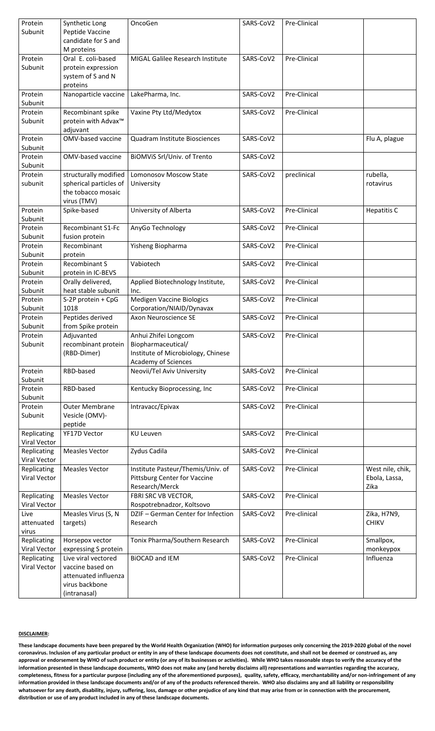| Protein Subunit | Synthetic Long Peptide Vaccine candidate for S and M proteins | OncoGen | SARS-CoV2 | Pre-Clinical | |
|---|---|---|---|---|---|
| Protein Subunit | Oral E. coli-based protein expression system of S and N proteins | MIGAL Galilee Research Institute | SARS-CoV2 | Pre-Clinical | |
| Protein Subunit | Nanoparticle vaccine | LakePharma, Inc. | SARS-CoV2 | Pre-Clinical | |
| Protein Subunit | Recombinant spike protein with Advax™ adjuvant | Vaxine Pty Ltd/Medytox | SARS-CoV2 | Pre-Clinical | |
| Protein Subunit | OMV-based vaccine | Quadram Institute Biosciences | SARS-CoV2 | | Flu A, plague |
| Protein Subunit | OMV-based vaccine | BiOMViS Srl/Univ. of Trento | SARS-CoV2 | | |
| Protein subunit | structurally modified spherical particles of the tobacco mosaic virus (TMV) | Lomonosov Moscow State University | SARS-CoV2 | preclinical | rubella, rotavirus |
| Protein Subunit | Spike-based | University of Alberta | SARS-CoV2 | Pre-Clinical | Hepatitis C |
| Protein Subunit | Recombinant S1-Fc fusion protein | AnyGo Technology | SARS-CoV2 | Pre-Clinical | |
| Protein Subunit | Recombinant protein | Yisheng Biopharma | SARS-CoV2 | Pre-Clinical | |
| Protein Subunit | Recombinant S protein in IC-BEVS | Vabiotech | SARS-CoV2 | Pre-Clinical | |
| Protein Subunit | Orally delivered, heat stable subunit | Applied Biotechnology Institute, Inc. | SARS-CoV2 | Pre-Clinical | |
| Protein Subunit | S-2P protein + CpG 1018 | Medigen Vaccine Biologics Corporation/NIAID/Dynavax | SARS-CoV2 | Pre-Clinical | |
| Protein Subunit | Peptides derived from Spike protein | Axon Neuroscience SE | SARS-CoV2 | Pre-Clinical | |
| Protein Subunit | Adjuvanted recombinant protein (RBD-Dimer) | Anhui Zhifei Longcom Biopharmaceutical/ Institute of Microbiology, Chinese Academy of Sciences | SARS-CoV2 | Pre-Clinical | |
| Protein Subunit | RBD-based | Neovii/Tel Aviv University | SARS-CoV2 | Pre-Clinical | |
| Protein Subunit | RBD-based | Kentucky Bioprocessing, Inc | SARS-CoV2 | Pre-Clinical | |
| Protein Subunit | Outer Membrane Vesicle (OMV)-peptide | Intravacc/Epivax | SARS-CoV2 | Pre-Clinical | |
| Replicating Viral Vector | YF17D Vector | KU Leuven | SARS-CoV2 | Pre-Clinical | |
| Replicating Viral Vector | Measles Vector | Zydus Cadila | SARS-CoV2 | Pre-Clinical | |
| Replicating Viral Vector | Measles Vector | Institute Pasteur/Themis/Univ. of Pittsburg Center for Vaccine Research/Merck | SARS-CoV2 | Pre-Clinical | West nile, chik, Ebola, Lassa, Zika |
| Replicating Viral Vector | Measles Vector | FBRI SRC VB VECTOR, Rospotrebnadzor, Koltsovo | SARS-CoV2 | Pre-Clinical | |
| Live attenuated virus | Measles Virus (S, N targets) | DZIF – German Center for Infection Research | SARS-CoV2 | Pre-clinical | Zika, H7N9, CHIKV |
| Replicating Viral Vector | Horsepox vector expressing S protein | Tonix Pharma/Southern Research | SARS-CoV2 | Pre-Clinical | Smallpox, monkeypox |
| Replicating Viral Vector | Live viral vectored vaccine based on attenuated influenza virus backbone (intranasal) | BiOCAD and IEM | SARS-CoV2 | Pre-Clinical | Influenza |

**DISCLAIMER:**

**These landscape documents have been prepared by the World Health Organization (WHO) for information purposes only concerning the 2019-2020 global of the novel coronavirus. Inclusion of any particular product or entity in any of these landscape documents does not constitute, and shall not be deemed or construed as, any approval or endorsement by WHO of such product or entity (or any of its businesses or activities). While WHO takes reasonable steps to verify the accuracy of the information presented in these landscape documents, WHO does not make any (and hereby disclaims all) representations and warranties regarding the accuracy, completeness, fitness for a particular purpose (including any of the aforementioned purposes), quality, safety, efficacy, merchantability and/or non-infringement of any information provided in these landscape documents and/or of any of the products referenced therein. WHO also disclaims any and all liability or responsibility whatsoever for any death, disability, injury, suffering, loss, damage or other prejudice of any kind that may arise from or in connection with the procurement, distribution or use of any product included in any of these landscape documents.**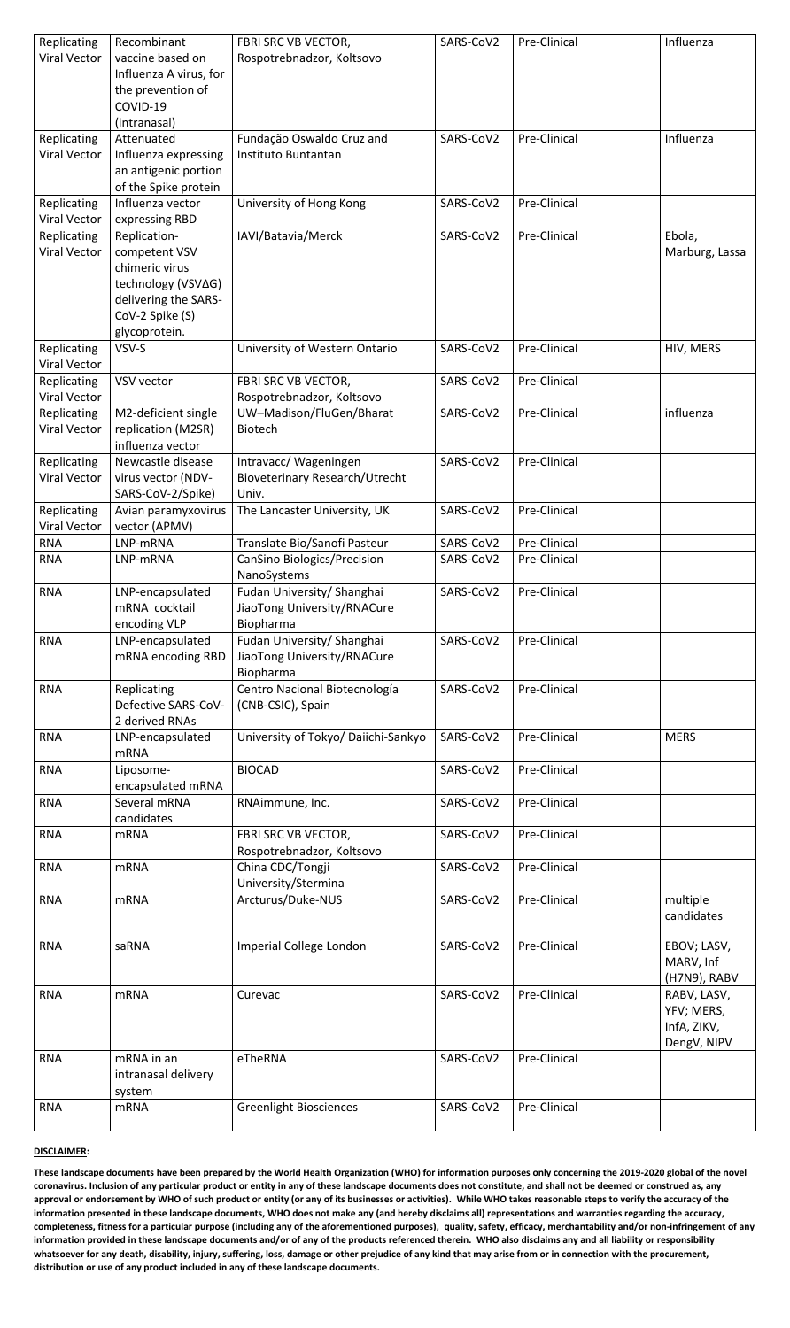| Replicating Viral Vector | Recombinant vaccine based on Influenza A virus, for the prevention of COVID-19 (intranasal) | FBRI SRC VB VECTOR, Rospotrebnadzor, Koltsovo | SARS-CoV2 | Pre-Clinical | Influenza |
|---|---|---|---|---|---|
| Replicating Viral Vector | Attenuated Influenza expressing an antigenic portion of the Spike protein | Fundação Oswaldo Cruz and Instituto Buntantan | SARS-CoV2 | Pre-Clinical | Influenza |
| Replicating Viral Vector | Influenza vector expressing RBD | University of Hong Kong | SARS-CoV2 | Pre-Clinical | |
| Replicating Viral Vector | Replication-competent VSV chimeric virus technology (VSVΔG) delivering the SARS-CoV-2 Spike (S) glycoprotein. | IAVI/Batavia/Merck | SARS-CoV2 | Pre-Clinical | Ebola, Marburg, Lassa |
| Replicating Viral Vector | VSV-S | University of Western Ontario | SARS-CoV2 | Pre-Clinical | HIV, MERS |
| Replicating Viral Vector | VSV vector | FBRI SRC VB VECTOR, Rospotrebnadzor, Koltsovo | SARS-CoV2 | Pre-Clinical | |
| Replicating Viral Vector | M2-deficient single replication (M2SR) influenza vector | UW–Madison/FluGen/Bharat Biotech | SARS-CoV2 | Pre-Clinical | influenza |
| Replicating Viral Vector | Newcastle disease virus vector (NDV-SARS-CoV-2/Spike) | Intravacc/ Wageningen Bioveterinary Research/Utrecht Univ. | SARS-CoV2 | Pre-Clinical | |
| Replicating Viral Vector | Avian paramyxovirus vector (APMV) | The Lancaster University, UK | SARS-CoV2 | Pre-Clinical | |
| RNA | LNP-mRNA | Translate Bio/Sanofi Pasteur | SARS-CoV2 | Pre-Clinical | |
| RNA | LNP-mRNA | CanSino Biologics/Precision NanoSystems | SARS-CoV2 | Pre-Clinical | |
| RNA | LNP-encapsulated mRNA cocktail encoding VLP | Fudan University/ Shanghai JiaoTong University/RNACure Biopharma | SARS-CoV2 | Pre-Clinical | |
| RNA | LNP-encapsulated mRNA encoding RBD | Fudan University/ Shanghai JiaoTong University/RNACure Biopharma | SARS-CoV2 | Pre-Clinical | |
| RNA | Replicating Defective SARS-CoV-2 derived RNAs | Centro Nacional Biotecnología (CNB-CSIC), Spain | SARS-CoV2 | Pre-Clinical | |
| RNA | LNP-encapsulated mRNA | University of Tokyo/ Daiichi-Sankyo | SARS-CoV2 | Pre-Clinical | MERS |
| RNA | Liposome-encapsulated mRNA | BIOCAD | SARS-CoV2 | Pre-Clinical | |
| RNA | Several mRNA candidates | RNAimmune, Inc. | SARS-CoV2 | Pre-Clinical | |
| RNA | mRNA | FBRI SRC VB VECTOR, Rospotrebnadzor, Koltsovo | SARS-CoV2 | Pre-Clinical | |
| RNA | mRNA | China CDC/Tongji University/Stermina | SARS-CoV2 | Pre-Clinical | |
| RNA | mRNA | Arcturus/Duke-NUS | SARS-CoV2 | Pre-Clinical | multiple candidates |
| RNA | saRNA | Imperial College London | SARS-CoV2 | Pre-Clinical | EBOV; LASV, MARV, Inf (H7N9), RABV |
| RNA | mRNA | Curevac | SARS-CoV2 | Pre-Clinical | RABV, LASV, YFV; MERS, InfA, ZIKV, DengV, NIPV |
| RNA | mRNA in an intranasal delivery system | eTheRNA | SARS-CoV2 | Pre-Clinical | |
| RNA | mRNA | Greenlight Biosciences | SARS-CoV2 | Pre-Clinical | |

**DISCLAIMER:**

**These landscape documents have been prepared by the World Health Organization (WHO) for information purposes only concerning the 2019-2020 global of the novel coronavirus. Inclusion of any particular product or entity in any of these landscape documents does not constitute, and shall not be deemed or construed as, any approval or endorsement by WHO of such product or entity (or any of its businesses or activities). While WHO takes reasonable steps to verify the accuracy of the information presented in these landscape documents, WHO does not make any (and hereby disclaims all) representations and warranties regarding the accuracy, completeness, fitness for a particular purpose (including any of the aforementioned purposes), quality, safety, efficacy, merchantability and/or non-infringement of any information provided in these landscape documents and/or of any of the products referenced therein. WHO also disclaims any and all liability or responsibility whatsoever for any death, disability, injury, suffering, loss, damage or other prejudice of any kind that may arise from or in connection with the procurement, distribution or use of any product included in any of these landscape documents.**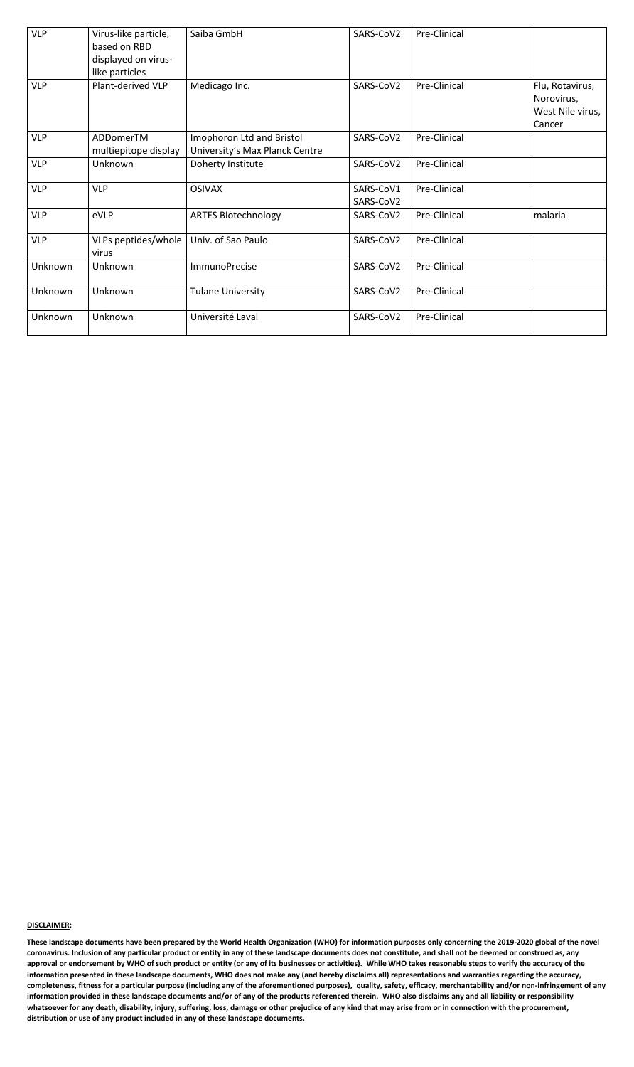| | | | | | |
|---|---|---|---|---|---|
| VLP | Virus-like particle, based on RBD displayed on virus-like particles | Saiba GmbH | SARS-CoV2 | Pre-Clinical | |
| VLP | Plant-derived VLP | Medicago Inc. | SARS-CoV2 | Pre-Clinical | Flu, Rotavirus, Norovirus, West Nile virus, Cancer |
| VLP | ADDomerTM multiepitope display | Imophoron Ltd and Bristol University's Max Planck Centre | SARS-CoV2 | Pre-Clinical | |
| VLP | Unknown | Doherty Institute | SARS-CoV2 | Pre-Clinical | |
| VLP | VLP | OSIVAX | SARS-CoV1 SARS-CoV2 | Pre-Clinical | |
| VLP | eVLP | ARTES Biotechnology | SARS-CoV2 | Pre-Clinical | malaria |
| VLP | VLPs peptides/whole virus | Univ. of Sao Paulo | SARS-CoV2 | Pre-Clinical | |
| Unknown | Unknown | ImmunoPrecise | SARS-CoV2 | Pre-Clinical | |
| Unknown | Unknown | Tulane University | SARS-CoV2 | Pre-Clinical | |
| Unknown | Unknown | Université Laval | SARS-CoV2 | Pre-Clinical | |

**DISCLAIMER:**

**These landscape documents have been prepared by the World Health Organization (WHO) for information purposes only concerning the 2019-2020 global of the novel coronavirus. Inclusion of any particular product or entity in any of these landscape documents does not constitute, and shall not be deemed or construed as, any approval or endorsement by WHO of such product or entity (or any of its businesses or activities). While WHO takes reasonable steps to verify the accuracy of the information presented in these landscape documents, WHO does not make any (and hereby disclaims all) representations and warranties regarding the accuracy, completeness, fitness for a particular purpose (including any of the aforementioned purposes), quality, safety, efficacy, merchantability and/or non-infringement of any information provided in these landscape documents and/or of any of the products referenced therein. WHO also disclaims any and all liability or responsibility whatsoever for any death, disability, injury, suffering, loss, damage or other prejudice of any kind that may arise from or in connection with the procurement, distribution or use of any product included in any of these landscape documents.**